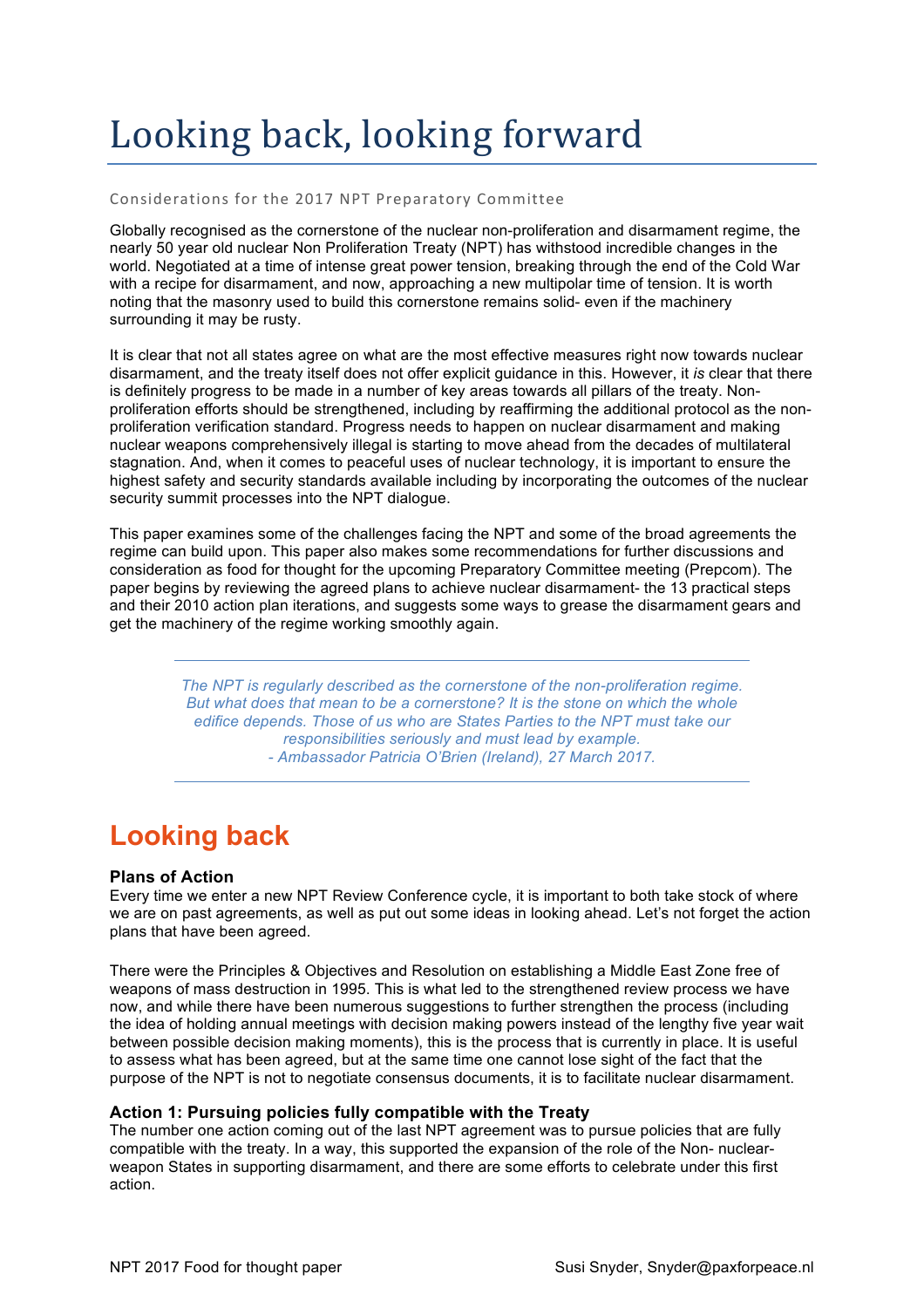# Looking back, looking forward

Considerations for the 2017 NPT Preparatory Committee

Globally recognised as the cornerstone of the nuclear non-proliferation and disarmament regime, the nearly 50 year old nuclear Non Proliferation Treaty (NPT) has withstood incredible changes in the world. Negotiated at a time of intense great power tension, breaking through the end of the Cold War with a recipe for disarmament, and now, approaching a new multipolar time of tension. It is worth noting that the masonry used to build this cornerstone remains solid- even if the machinery surrounding it may be rusty.

It is clear that not all states agree on what are the most effective measures right now towards nuclear disarmament, and the treaty itself does not offer explicit guidance in this. However, it *is* clear that there is definitely progress to be made in a number of key areas towards all pillars of the treaty. Non-proliferation efforts should be strengthened, including by reaffirming the additional protocol as the non-proliferation verification standard. Progress needs to happen on nuclear disarmament and making nuclear weapons comprehensively illegal is starting to move ahead from the decades of multilateral stagnation. And, when it comes to peaceful uses of nuclear technology, it is important to ensure the highest safety and security standards available including by incorporating the outcomes of the nuclear security summit processes into the NPT dialogue.

This paper examines some of the challenges facing the NPT and some of the broad agreements the regime can build upon. This paper also makes some recommendations for further discussions and consideration as food for thought for the upcoming Preparatory Committee meeting (Prepcom). The paper begins by reviewing the agreed plans to achieve nuclear disarmament- the 13 practical steps and their 2010 action plan iterations, and suggests some ways to grease the disarmament gears and get the machinery of the regime working smoothly again.

---

*The NPT is regularly described as the cornerstone of the non-proliferation regime. But what does that mean to be a cornerstone? It is the stone on which the whole edifice depends. Those of us who are States Parties to the NPT must take our responsibilities seriously and must lead by example.*
*- Ambassador Patricia O'Brien (Ireland), 27 March 2017.*

---

## Looking back

### Plans of Action

Every time we enter a new NPT Review Conference cycle, it is important to both take stock of where we are on past agreements, as well as put out some ideas in looking ahead. Let's not forget the action plans that have been agreed.

There were the Principles & Objectives and Resolution on establishing a Middle East Zone free of weapons of mass destruction in 1995. This is what led to the strengthened review process we have now, and while there have been numerous suggestions to further strengthen the process (including the idea of holding annual meetings with decision making powers instead of the lengthy five year wait between possible decision making moments), this is the process that is currently in place. It is useful to assess what has been agreed, but at the same time one cannot lose sight of the fact that the purpose of the NPT is not to negotiate consensus documents, it is to facilitate nuclear disarmament.

### Action 1: Pursuing policies fully compatible with the Treaty

The number one action coming out of the last NPT agreement was to pursue policies that are fully compatible with the treaty. In a way, this supported the expansion of the role of the Non- nuclear-weapon States in supporting disarmament, and there are some efforts to celebrate under this first action.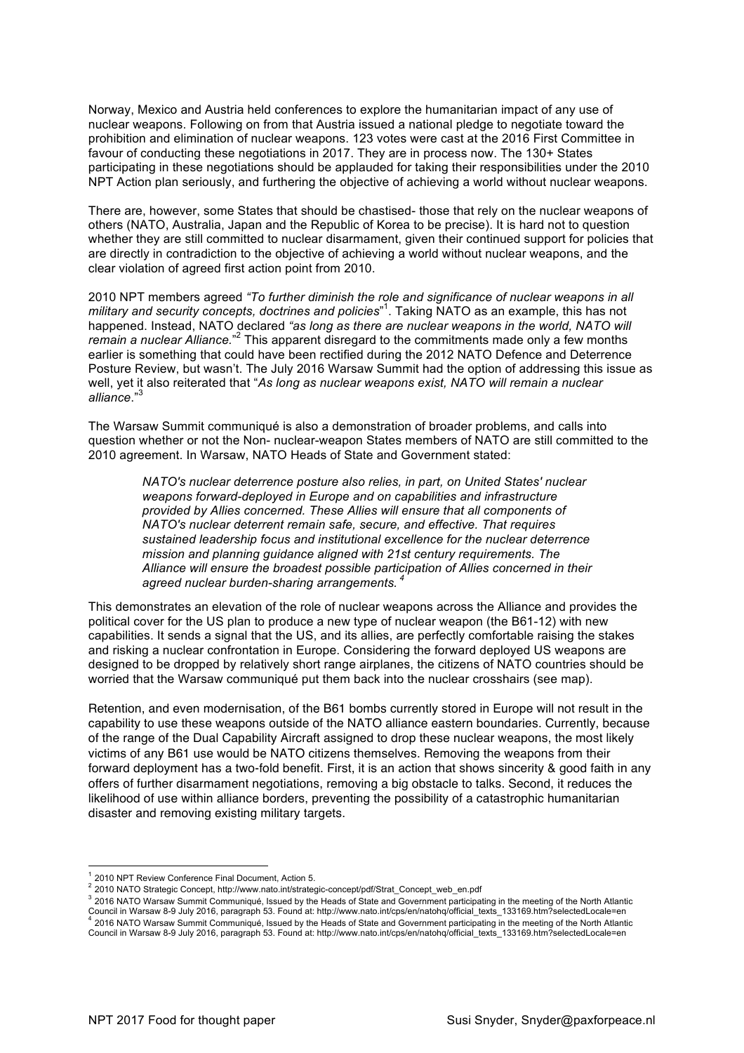Norway, Mexico and Austria held conferences to explore the humanitarian impact of any use of nuclear weapons. Following on from that Austria issued a national pledge to negotiate toward the prohibition and elimination of nuclear weapons. 123 votes were cast at the 2016 First Committee in favour of conducting these negotiations in 2017. They are in process now. The 130+ States participating in these negotiations should be applauded for taking their responsibilities under the 2010 NPT Action plan seriously, and furthering the objective of achieving a world without nuclear weapons.

There are, however, some States that should be chastised- those that rely on the nuclear weapons of others (NATO, Australia, Japan and the Republic of Korea to be precise). It is hard not to question whether they are still committed to nuclear disarmament, given their continued support for policies that are directly in contradiction to the objective of achieving a world without nuclear weapons, and the clear violation of agreed first action point from 2010.

2010 NPT members agreed *"To further diminish the role and significance of nuclear weapons in all military and security concepts, doctrines and policies*"[1]. Taking NATO as an example, this has not happened. Instead, NATO declared *"as long as there are nuclear weapons in the world, NATO will remain a nuclear Alliance.*"[2] This apparent disregard to the commitments made only a few months earlier is something that could have been rectified during the 2012 NATO Defence and Deterrence Posture Review, but wasn't. The July 2016 Warsaw Summit had the option of addressing this issue as well, yet it also reiterated that "*As long as nuclear weapons exist, NATO will remain a nuclear alliance*."[3]

The Warsaw Summit communiqué is also a demonstration of broader problems, and calls into question whether or not the Non- nuclear-weapon States members of NATO are still committed to the 2010 agreement. In Warsaw, NATO Heads of State and Government stated:

> *NATO's nuclear deterrence posture also relies, in part, on United States' nuclear weapons forward-deployed in Europe and on capabilities and infrastructure provided by Allies concerned. These Allies will ensure that all components of NATO's nuclear deterrent remain safe, secure, and effective. That requires sustained leadership focus and institutional excellence for the nuclear deterrence mission and planning guidance aligned with 21st century requirements. The Alliance will ensure the broadest possible participation of Allies concerned in their agreed nuclear burden-sharing arrangements.* [4]

This demonstrates an elevation of the role of nuclear weapons across the Alliance and provides the political cover for the US plan to produce a new type of nuclear weapon (the B61-12) with new capabilities. It sends a signal that the US, and its allies, are perfectly comfortable raising the stakes and risking a nuclear confrontation in Europe. Considering the forward deployed US weapons are designed to be dropped by relatively short range airplanes, the citizens of NATO countries should be worried that the Warsaw communiqué put them back into the nuclear crosshairs (see map).

Retention, and even modernisation, of the B61 bombs currently stored in Europe will not result in the capability to use these weapons outside of the NATO alliance eastern boundaries. Currently, because of the range of the Dual Capability Aircraft assigned to drop these nuclear weapons, the most likely victims of any B61 use would be NATO citizens themselves. Removing the weapons from their forward deployment has a two-fold benefit. First, it is an action that shows sincerity & good faith in any offers of further disarmament negotiations, removing a big obstacle to talks. Second, it reduces the likelihood of use within alliance borders, preventing the possibility of a catastrophic humanitarian disaster and removing existing military targets.

---

[1] 2010 NPT Review Conference Final Document, Action 5.

[2] 2010 NATO Strategic Concept, http://www.nato.int/strategic-concept/pdf/Strat_Concept_web_en.pdf

[3] 2016 NATO Warsaw Summit Communiqué, Issued by the Heads of State and Government participating in the meeting of the North Atlantic Council in Warsaw 8-9 July 2016, paragraph 53. Found at: http://www.nato.int/cps/en/natohq/official_texts_133169.htm?selectedLocale=en

[4] 2016 NATO Warsaw Summit Communiqué, Issued by the Heads of State and Government participating in the meeting of the North Atlantic Council in Warsaw 8-9 July 2016, paragraph 53. Found at: http://www.nato.int/cps/en/natohq/official_texts_133169.htm?selectedLocale=en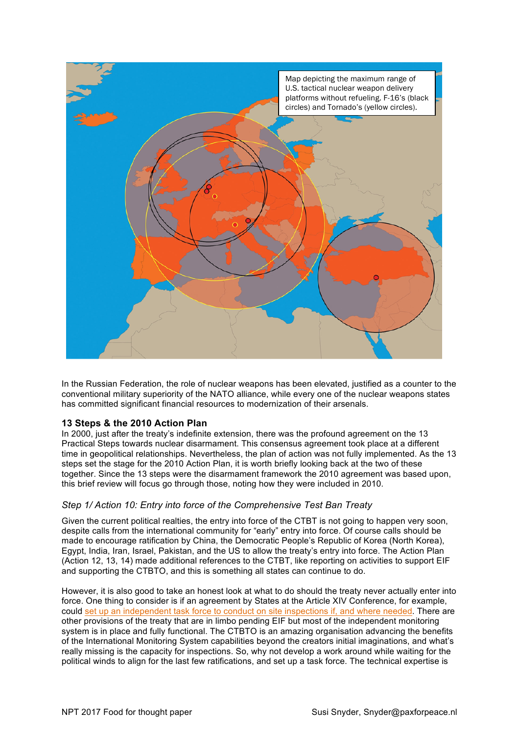Map depicting the maximum range of U.S. tactical nuclear weapon delivery platforms without refueling. F-16's (black circles) and Tornado's (yellow circles).

In the Russian Federation, the role of nuclear weapons has been elevated, justified as a counter to the conventional military superiority of the NATO alliance, while every one of the nuclear weapons states has committed significant financial resources to modernization of their arsenals.

### 13 Steps & the 2010 Action Plan

In 2000, just after the treaty's indefinite extension, there was the profound agreement on the 13 Practical Steps towards nuclear disarmament. This consensus agreement took place at a different time in geopolitical relationships. Nevertheless, the plan of action was not fully implemented. As the 13 steps set the stage for the 2010 Action Plan, it is worth briefly looking back at the two of these together. Since the 13 steps were the disarmament framework the 2010 agreement was based upon, this brief review will focus go through those, noting how they were included in 2010.

#### *Step 1/ Action 10: Entry into force of the Comprehensive Test Ban Treaty*

Given the current political realties, the entry into force of the CTBT is not going to happen very soon, despite calls from the international community for "early" entry into force. Of course calls should be made to encourage ratification by China, the Democratic People's Republic of Korea (North Korea), Egypt, India, Iran, Israel, Pakistan, and the US to allow the treaty's entry into force. The Action Plan (Action 12, 13, 14) made additional references to the CTBT, like reporting on activities to support EIF and supporting the CTBTO, and this is something all states can continue to do.

However, it is also good to take an honest look at what to do should the treaty never actually enter into force. One thing to consider is if an agreement by States at the Article XIV Conference, for example, could set up an independent task force to conduct on site inspections if, and where needed. There are other provisions of the treaty that are in limbo pending EIF but most of the independent monitoring system is in place and fully functional. The CTBTO is an amazing organisation advancing the benefits of the International Monitoring System capabilities beyond the creators initial imaginations, and what's really missing is the capacity for inspections. So, why not develop a work around while waiting for the political winds to align for the last few ratifications, and set up a task force. The technical expertise is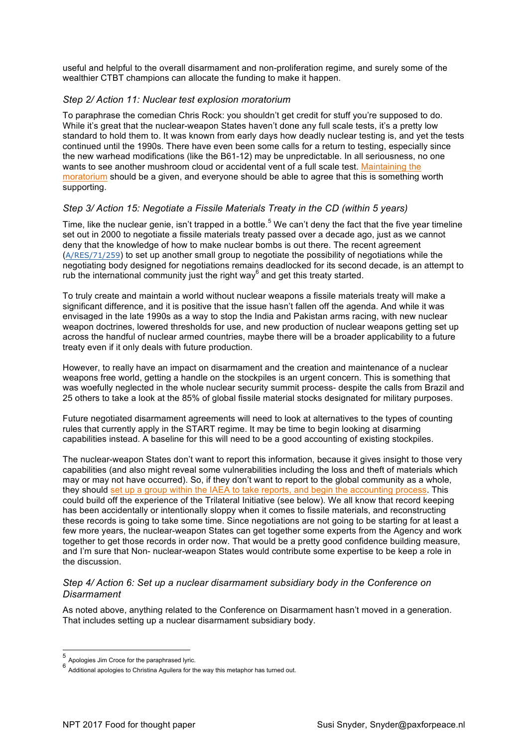useful and helpful to the overall disarmament and non-proliferation regime, and surely some of the wealthier CTBT champions can allocate the funding to make it happen.

### *Step 2/ Action 11: Nuclear test explosion moratorium*

To paraphrase the comedian Chris Rock: you shouldn't get credit for stuff you're supposed to do. While it's great that the nuclear-weapon States haven't done any full scale tests, it's a pretty low standard to hold them to. It was known from early days how deadly nuclear testing is, and yet the tests continued until the 1990s. There have even been some calls for a return to testing, especially since the new warhead modifications (like the B61-12) may be unpredictable. In all seriousness, no one wants to see another mushroom cloud or accidental vent of a full scale test. Maintaining the moratorium should be a given, and everyone should be able to agree that this is something worth supporting.

### *Step 3/ Action 15: Negotiate a Fissile Materials Treaty in the CD (within 5 years)*

Time, like the nuclear genie, isn't trapped in a bottle.[5] We can't deny the fact that the five year timeline set out in 2000 to negotiate a fissile materials treaty passed over a decade ago, just as we cannot deny that the knowledge of how to make nuclear bombs is out there. The recent agreement (A/RES/71/259) to set up another small group to negotiate the possibility of negotiations while the negotiating body designed for negotiations remains deadlocked for its second decade, is an attempt to rub the international community just the right way[6] and get this treaty started.

To truly create and maintain a world without nuclear weapons a fissile materials treaty will make a significant difference, and it is positive that the issue hasn't fallen off the agenda. And while it was envisaged in the late 1990s as a way to stop the India and Pakistan arms racing, with new nuclear weapon doctrines, lowered thresholds for use, and new production of nuclear weapons getting set up across the handful of nuclear armed countries, maybe there will be a broader applicability to a future treaty even if it only deals with future production.

However, to really have an impact on disarmament and the creation and maintenance of a nuclear weapons free world, getting a handle on the stockpiles is an urgent concern. This is something that was woefully neglected in the whole nuclear security summit process- despite the calls from Brazil and 25 others to take a look at the 85% of global fissile material stocks designated for military purposes.

Future negotiated disarmament agreements will need to look at alternatives to the types of counting rules that currently apply in the START regime. It may be time to begin looking at disarming capabilities instead. A baseline for this will need to be a good accounting of existing stockpiles.

The nuclear-weapon States don't want to report this information, because it gives insight to those very capabilities (and also might reveal some vulnerabilities including the loss and theft of materials which may or may not have occurred). So, if they don't want to report to the global community as a whole, they should set up a group within the IAEA to take reports, and begin the accounting process. This could build off the experience of the Trilateral Initiative (see below). We all know that record keeping has been accidentally or intentionally sloppy when it comes to fissile materials, and reconstructing these records is going to take some time. Since negotiations are not going to be starting for at least a few more years, the nuclear-weapon States can get together some experts from the Agency and work together to get those records in order now. That would be a pretty good confidence building measure, and I'm sure that Non- nuclear-weapon States would contribute some expertise to be keep a role in the discussion.

### *Step 4/ Action 6: Set up a nuclear disarmament subsidiary body in the Conference on Disarmament*

As noted above, anything related to the Conference on Disarmament hasn't moved in a generation. That includes setting up a nuclear disarmament subsidiary body.

---

[5] Apologies Jim Croce for the paraphrased lyric.

[6] Additional apologies to Christina Aguilera for the way this metaphor has turned out.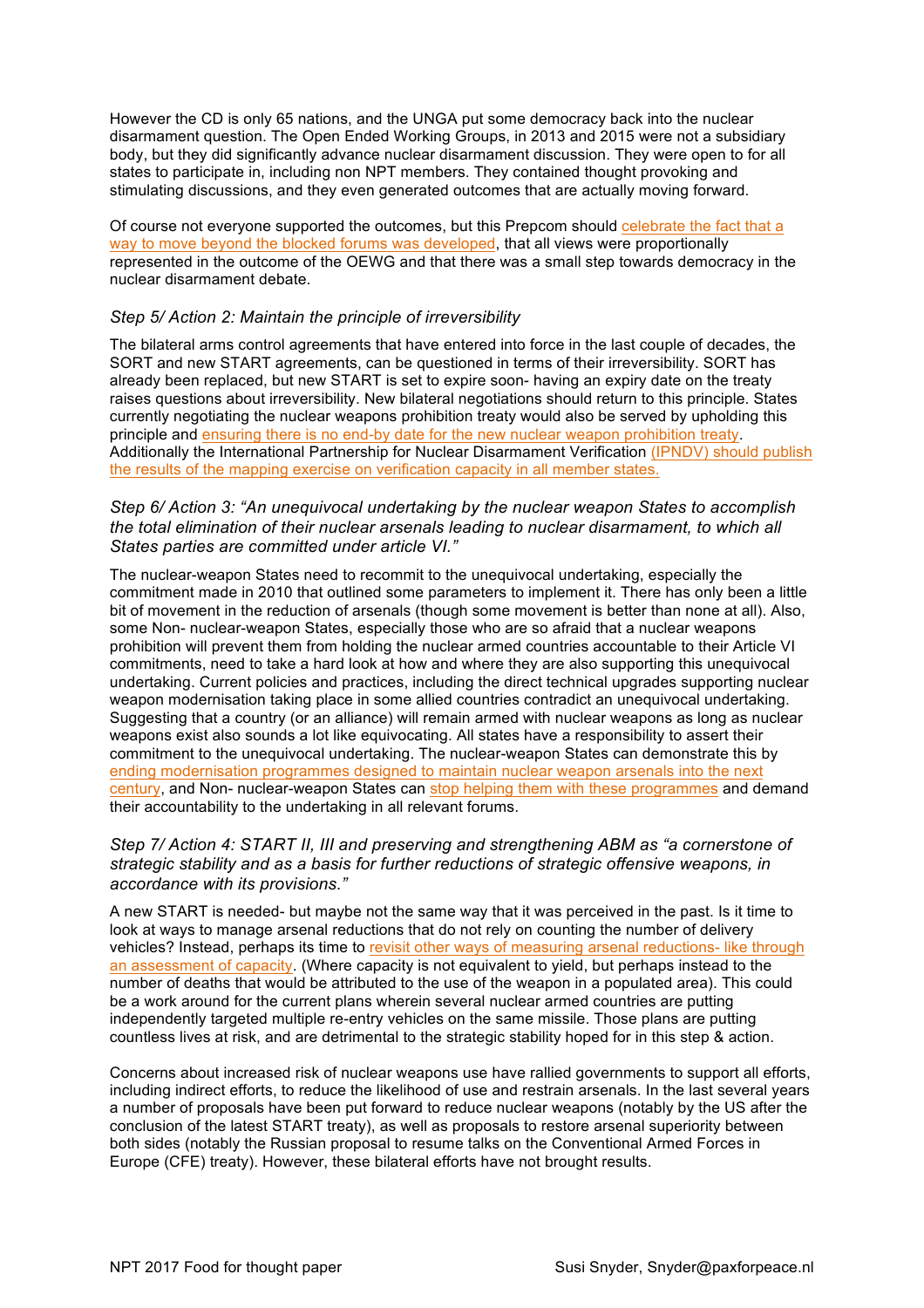However the CD is only 65 nations, and the UNGA put some democracy back into the nuclear disarmament question. The Open Ended Working Groups, in 2013 and 2015 were not a subsidiary body, but they did significantly advance nuclear disarmament discussion. They were open to for all states to participate in, including non NPT members. They contained thought provoking and stimulating discussions, and they even generated outcomes that are actually moving forward.

Of course not everyone supported the outcomes, but this Prepcom should celebrate the fact that a way to move beyond the blocked forums was developed, that all views were proportionally represented in the outcome of the OEWG and that there was a small step towards democracy in the nuclear disarmament debate.

### *Step 5/ Action 2: Maintain the principle of irreversibility*

The bilateral arms control agreements that have entered into force in the last couple of decades, the SORT and new START agreements, can be questioned in terms of their irreversibility. SORT has already been replaced, but new START is set to expire soon- having an expiry date on the treaty raises questions about irreversibility. New bilateral negotiations should return to this principle. States currently negotiating the nuclear weapons prohibition treaty would also be served by upholding this principle and ensuring there is no end-by date for the new nuclear weapon prohibition treaty. Additionally the International Partnership for Nuclear Disarmament Verification (IPNDV) should publish the results of the mapping exercise on verification capacity in all member states.

### *Step 6/ Action 3: "An unequivocal undertaking by the nuclear weapon States to accomplish the total elimination of their nuclear arsenals leading to nuclear disarmament, to which all States parties are committed under article VI."*

The nuclear-weapon States need to recommit to the unequivocal undertaking, especially the commitment made in 2010 that outlined some parameters to implement it. There has only been a little bit of movement in the reduction of arsenals (though some movement is better than none at all). Also, some Non- nuclear-weapon States, especially those who are so afraid that a nuclear weapons prohibition will prevent them from holding the nuclear armed countries accountable to their Article VI commitments, need to take a hard look at how and where they are also supporting this unequivocal undertaking. Current policies and practices, including the direct technical upgrades supporting nuclear weapon modernisation taking place in some allied countries contradict an unequivocal undertaking. Suggesting that a country (or an alliance) will remain armed with nuclear weapons as long as nuclear weapons exist also sounds a lot like equivocating. All states have a responsibility to assert their commitment to the unequivocal undertaking. The nuclear-weapon States can demonstrate this by ending modernisation programmes designed to maintain nuclear weapon arsenals into the next century, and Non- nuclear-weapon States can stop helping them with these programmes and demand their accountability to the undertaking in all relevant forums.

### *Step 7/ Action 4: START II, III and preserving and strengthening ABM as "a cornerstone of strategic stability and as a basis for further reductions of strategic offensive weapons, in accordance with its provisions."*

A new START is needed- but maybe not the same way that it was perceived in the past. Is it time to look at ways to manage arsenal reductions that do not rely on counting the number of delivery vehicles? Instead, perhaps its time to revisit other ways of measuring arsenal reductions- like through an assessment of capacity. (Where capacity is not equivalent to yield, but perhaps instead to the number of deaths that would be attributed to the use of the weapon in a populated area). This could be a work around for the current plans wherein several nuclear armed countries are putting independently targeted multiple re-entry vehicles on the same missile. Those plans are putting countless lives at risk, and are detrimental to the strategic stability hoped for in this step & action.

Concerns about increased risk of nuclear weapons use have rallied governments to support all efforts, including indirect efforts, to reduce the likelihood of use and restrain arsenals. In the last several years a number of proposals have been put forward to reduce nuclear weapons (notably by the US after the conclusion of the latest START treaty), as well as proposals to restore arsenal superiority between both sides (notably the Russian proposal to resume talks on the Conventional Armed Forces in Europe (CFE) treaty). However, these bilateral efforts have not brought results.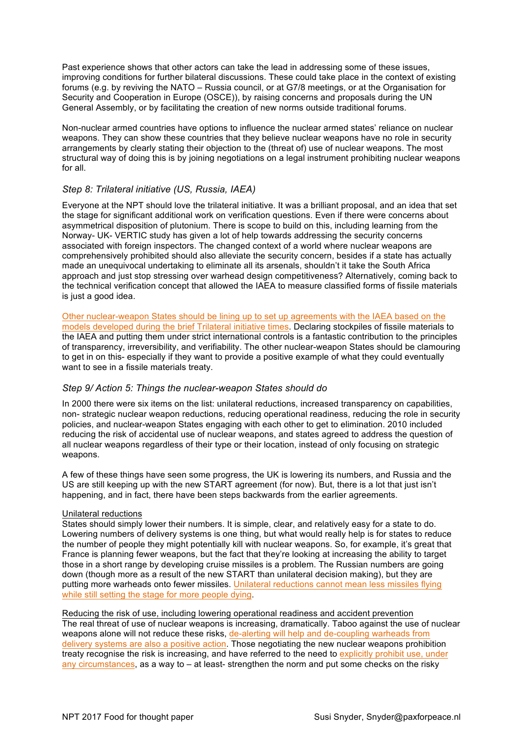Past experience shows that other actors can take the lead in addressing some of these issues, improving conditions for further bilateral discussions. These could take place in the context of existing forums (e.g. by reviving the NATO – Russia council, or at G7/8 meetings, or at the Organisation for Security and Cooperation in Europe (OSCE)), by raising concerns and proposals during the UN General Assembly, or by facilitating the creation of new norms outside traditional forums.

Non-nuclear armed countries have options to influence the nuclear armed states' reliance on nuclear weapons. They can show these countries that they believe nuclear weapons have no role in security arrangements by clearly stating their objection to the (threat of) use of nuclear weapons. The most structural way of doing this is by joining negotiations on a legal instrument prohibiting nuclear weapons for all.

### *Step 8: Trilateral initiative (US, Russia, IAEA)*

Everyone at the NPT should love the trilateral initiative. It was a brilliant proposal, and an idea that set the stage for significant additional work on verification questions. Even if there were concerns about asymmetrical disposition of plutonium. There is scope to build on this, including learning from the Norway- UK- VERTIC study has given a lot of help towards addressing the security concerns associated with foreign inspectors. The changed context of a world where nuclear weapons are comprehensively prohibited should also alleviate the security concern, besides if a state has actually made an unequivocal undertaking to eliminate all its arsenals, shouldn't it take the South Africa approach and just stop stressing over warhead design competitiveness? Alternatively, coming back to the technical verification concept that allowed the IAEA to measure classified forms of fissile materials is just a good idea.

Other nuclear-weapon States should be lining up to set up agreements with the IAEA based on the models developed during the brief Trilateral initiative times. Declaring stockpiles of fissile materials to the IAEA and putting them under strict international controls is a fantastic contribution to the principles of transparency, irreversibility, and verifiability. The other nuclear-weapon States should be clamouring to get in on this- especially if they want to provide a positive example of what they could eventually want to see in a fissile materials treaty.

### *Step 9/ Action 5: Things the nuclear-weapon States should do*

In 2000 there were six items on the list: unilateral reductions, increased transparency on capabilities, non- strategic nuclear weapon reductions, reducing operational readiness, reducing the role in security policies, and nuclear-weapon States engaging with each other to get to elimination. 2010 included reducing the risk of accidental use of nuclear weapons, and states agreed to address the question of all nuclear weapons regardless of their type or their location, instead of only focusing on strategic weapons.

A few of these things have seen some progress, the UK is lowering its numbers, and Russia and the US are still keeping up with the new START agreement (for now). But, there is a lot that just isn't happening, and in fact, there have been steps backwards from the earlier agreements.

Unilateral reductions

States should simply lower their numbers. It is simple, clear, and relatively easy for a state to do. Lowering numbers of delivery systems is one thing, but what would really help is for states to reduce the number of people they might potentially kill with nuclear weapons. So, for example, it's great that France is planning fewer weapons, but the fact that they're looking at increasing the ability to target those in a short range by developing cruise missiles is a problem. The Russian numbers are going down (though more as a result of the new START than unilateral decision making), but they are putting more warheads onto fewer missiles. Unilateral reductions cannot mean less missiles flying while still setting the stage for more people dying.

Reducing the risk of use, including lowering operational readiness and accident prevention

The real threat of use of nuclear weapons is increasing, dramatically. Taboo against the use of nuclear weapons alone will not reduce these risks, de-alerting will help and de-coupling warheads from delivery systems are also a positive action. Those negotiating the new nuclear weapons prohibition treaty recognise the risk is increasing, and have referred to the need to explicitly prohibit use, under any circumstances, as a way to – at least- strengthen the norm and put some checks on the risky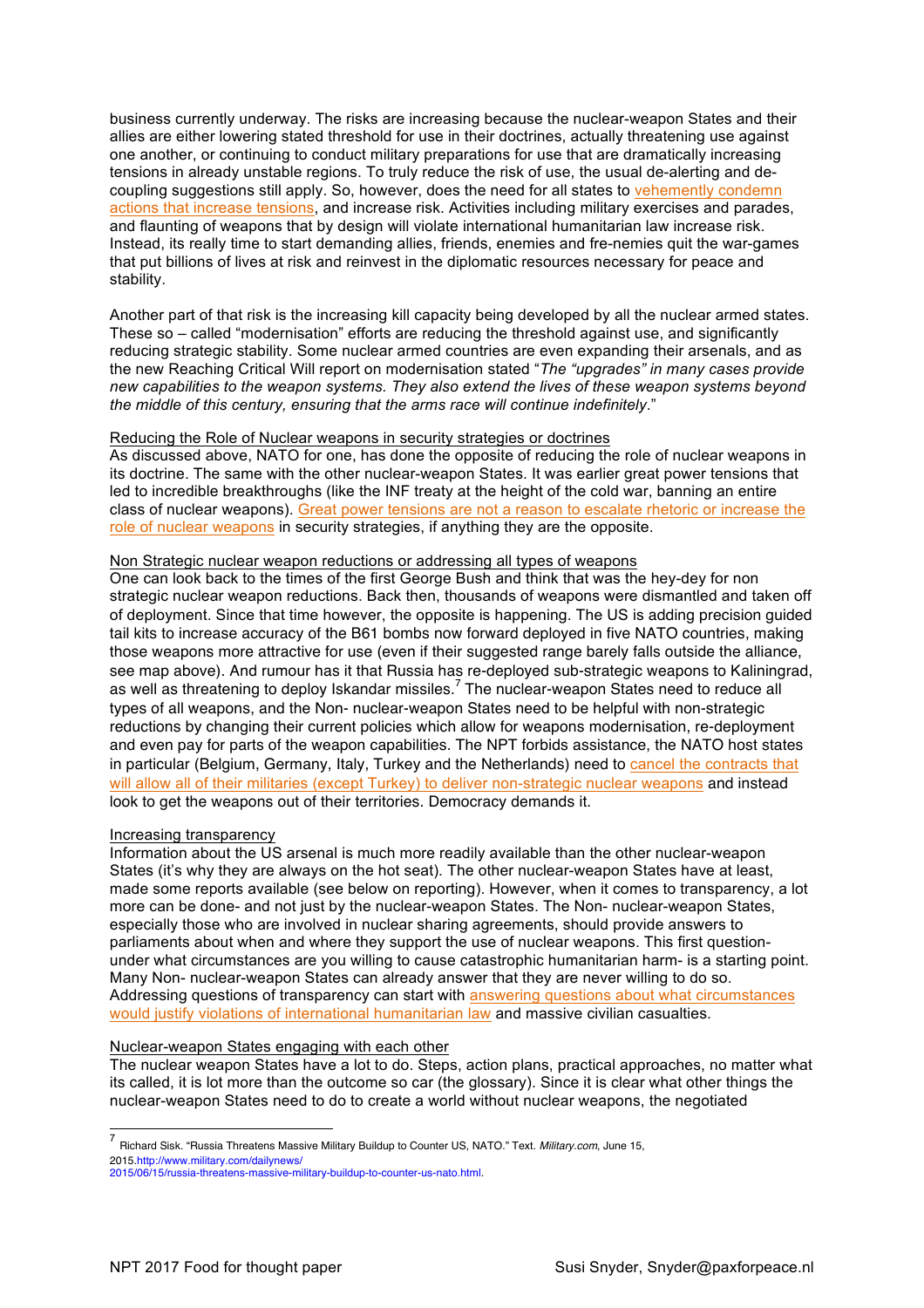business currently underway. The risks are increasing because the nuclear-weapon States and their allies are either lowering stated threshold for use in their doctrines, actually threatening use against one another, or continuing to conduct military preparations for use that are dramatically increasing tensions in already unstable regions. To truly reduce the risk of use, the usual de-alerting and de-coupling suggestions still apply. So, however, does the need for all states to vehemently condemn actions that increase tensions, and increase risk. Activities including military exercises and parades, and flaunting of weapons that by design will violate international humanitarian law increase risk. Instead, its really time to start demanding allies, friends, enemies and fre-nemies quit the war-games that put billions of lives at risk and reinvest in the diplomatic resources necessary for peace and stability.

Another part of that risk is the increasing kill capacity being developed by all the nuclear armed states. These so – called "modernisation" efforts are reducing the threshold against use, and significantly reducing strategic stability. Some nuclear armed countries are even expanding their arsenals, and as the new Reaching Critical Will report on modernisation stated "*The "upgrades" in many cases provide new capabilities to the weapon systems. They also extend the lives of these weapon systems beyond the middle of this century, ensuring that the arms race will continue indefinitely*."

## Reducing the Role of Nuclear weapons in security strategies or doctrines

As discussed above, NATO for one, has done the opposite of reducing the role of nuclear weapons in its doctrine. The same with the other nuclear-weapon States. It was earlier great power tensions that led to incredible breakthroughs (like the INF treaty at the height of the cold war, banning an entire class of nuclear weapons). Great power tensions are not a reason to escalate rhetoric or increase the role of nuclear weapons in security strategies, if anything they are the opposite.

## Non Strategic nuclear weapon reductions or addressing all types of weapons

One can look back to the times of the first George Bush and think that was the hey-dey for non strategic nuclear weapon reductions. Back then, thousands of weapons were dismantled and taken off of deployment. Since that time however, the opposite is happening. The US is adding precision guided tail kits to increase accuracy of the B61 bombs now forward deployed in five NATO countries, making those weapons more attractive for use (even if their suggested range barely falls outside the alliance, see map above). And rumour has it that Russia has re-deployed sub-strategic weapons to Kaliningrad, as well as threatening to deploy Iskandar missiles.[7] The nuclear-weapon States need to reduce all types of all weapons, and the Non- nuclear-weapon States need to be helpful with non-strategic reductions by changing their current policies which allow for weapons modernisation, re-deployment and even pay for parts of the weapon capabilities. The NPT forbids assistance, the NATO host states in particular (Belgium, Germany, Italy, Turkey and the Netherlands) need to cancel the contracts that will allow all of their militaries (except Turkey) to deliver non-strategic nuclear weapons and instead look to get the weapons out of their territories. Democracy demands it.

## Increasing transparency

Information about the US arsenal is much more readily available than the other nuclear-weapon States (it's why they are always on the hot seat). The other nuclear-weapon States have at least, made some reports available (see below on reporting). However, when it comes to transparency, a lot more can be done- and not just by the nuclear-weapon States. The Non- nuclear-weapon States, especially those who are involved in nuclear sharing agreements, should provide answers to parliaments about when and where they support the use of nuclear weapons. This first question- under what circumstances are you willing to cause catastrophic humanitarian harm- is a starting point. Many Non- nuclear-weapon States can already answer that they are never willing to do so. Addressing questions of transparency can start with answering questions about what circumstances would justify violations of international humanitarian law and massive civilian casualties.

## Nuclear-weapon States engaging with each other

The nuclear weapon States have a lot to do. Steps, action plans, practical approaches, no matter what its called, it is lot more than the outcome so car (the glossary). Since it is clear what other things the nuclear-weapon States need to do to create a world without nuclear weapons, the negotiated

---

[7] Richard Sisk. "Russia Threatens Massive Military Buildup to Counter US, NATO." Text. *Military.com*, June 15, 2015.http://www.military.com/dailynews/2015/06/15/russia-threatens-massive-military-buildup-to-counter-us-nato.html.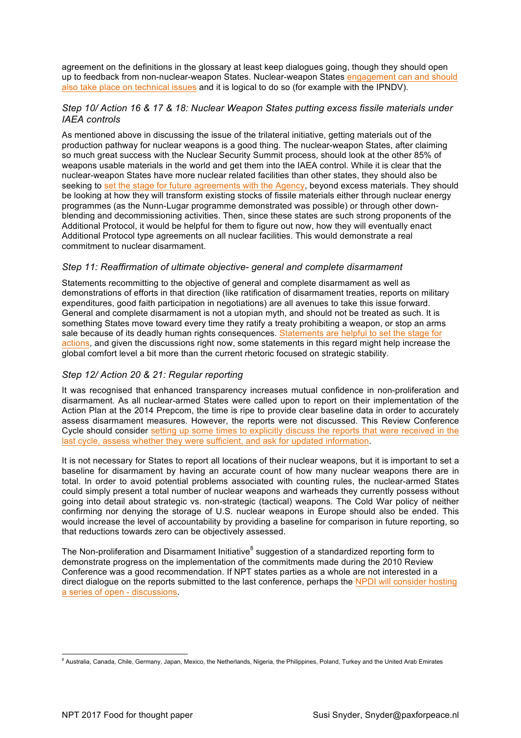agreement on the definitions in the glossary at least keep dialogues going, though they should open up to feedback from non-nuclear-weapon States. Nuclear-weapon States engagement can and should also take place on technical issues and it is logical to do so (for example with the IPNDV).

### *Step 10/ Action 16 & 17 & 18: Nuclear Weapon States putting excess fissile materials under IAEA controls*

As mentioned above in discussing the issue of the trilateral initiative, getting materials out of the production pathway for nuclear weapons is a good thing. The nuclear-weapon States, after claiming so much great success with the Nuclear Security Summit process, should look at the other 85% of weapons usable materials in the world and get them into the IAEA control. While it is clear that the nuclear-weapon States have more nuclear related facilities than other states, they should also be seeking to set the stage for future agreements with the Agency, beyond excess materials. They should be looking at how they will transform existing stocks of fissile materials either through nuclear energy programmes (as the Nunn-Lugar programme demonstrated was possible) or through other down-blending and decommissioning activities. Then, since these states are such strong proponents of the Additional Protocol, it would be helpful for them to figure out now, how they will eventually enact Additional Protocol type agreements on all nuclear facilities. This would demonstrate a real commitment to nuclear disarmament.

### *Step 11: Reaffirmation of ultimate objective- general and complete disarmament*

Statements recommitting to the objective of general and complete disarmament as well as demonstrations of efforts in that direction (like ratification of disarmament treaties, reports on military expenditures, good faith participation in negotiations) are all avenues to take this issue forward. General and complete disarmament is not a utopian myth, and should not be treated as such. It is something States move toward every time they ratify a treaty prohibiting a weapon, or stop an arms sale because of its deadly human rights consequences. Statements are helpful to set the stage for actions, and given the discussions right now, some statements in this regard might help increase the global comfort level a bit more than the current rhetoric focused on strategic stability.

### *Step 12/ Action 20 & 21: Regular reporting*

It was recognised that enhanced transparency increases mutual confidence in non-proliferation and disarmament. As all nuclear-armed States were called upon to report on their implementation of the Action Plan at the 2014 Prepcom, the time is ripe to provide clear baseline data in order to accurately assess disarmament measures. However, the reports were not discussed. This Review Conference Cycle should consider setting up some times to explicitly discuss the reports that were received in the last cycle, assess whether they were sufficient, and ask for updated information.

It is not necessary for States to report all locations of their nuclear weapons, but it is important to set a baseline for disarmament by having an accurate count of how many nuclear weapons there are in total. In order to avoid potential problems associated with counting rules, the nuclear-armed States could simply present a total number of nuclear weapons and warheads they currently possess without going into detail about strategic vs. non-strategic (tactical) weapons. The Cold War policy of neither confirming nor denying the storage of U.S. nuclear weapons in Europe should also be ended. This would increase the level of accountability by providing a baseline for comparison in future reporting, so that reductions towards zero can be objectively assessed.

The Non-proliferation and Disarmament Initiative[8] suggestion of a standardized reporting form to demonstrate progress on the implementation of the commitments made during the 2010 Review Conference was a good recommendation. If NPT states parties as a whole are not interested in a direct dialogue on the reports submitted to the last conference, perhaps the NPDI will consider hosting a series of open - discussions.

---

[8] Australia, Canada, Chile, Germany, Japan, Mexico, the Netherlands, Nigeria, the Philippines, Poland, Turkey and the United Arab Emirates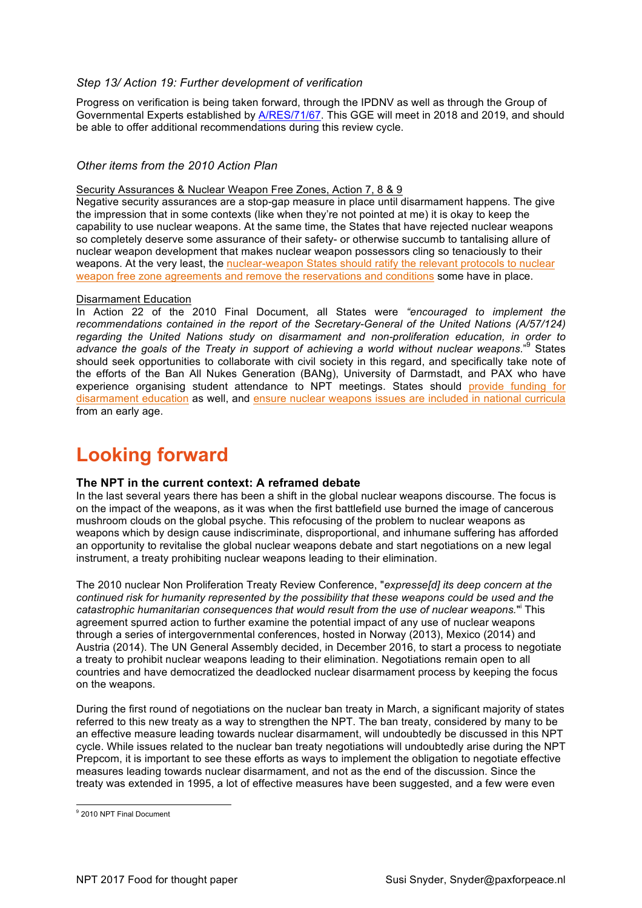*Step 13/ Action 19: Further development of verification*

Progress on verification is being taken forward, through the IPDNV as well as through the Group of Governmental Experts established by A/RES/71/67. This GGE will meet in 2018 and 2019, and should be able to offer additional recommendations during this review cycle.

*Other items from the 2010 Action Plan*

Security Assurances & Nuclear Weapon Free Zones, Action 7, 8 & 9

Negative security assurances are a stop-gap measure in place until disarmament happens. The give the impression that in some contexts (like when they're not pointed at me) it is okay to keep the capability to use nuclear weapons. At the same time, the States that have rejected nuclear weapons so completely deserve some assurance of their safety- or otherwise succumb to tantalising allure of nuclear weapon development that makes nuclear weapon possessors cling so tenaciously to their weapons. At the very least, the nuclear-weapon States should ratify the relevant protocols to nuclear weapon free zone agreements and remove the reservations and conditions some have in place.

Disarmament Education

In Action 22 of the 2010 Final Document, all States were *"encouraged to implement the recommendations contained in the report of the Secretary-General of the United Nations (A/57/124) regarding the United Nations study on disarmament and non-proliferation education, in order to advance the goals of the Treaty in support of achieving a world without nuclear weapons."*[9] States should seek opportunities to collaborate with civil society in this regard, and specifically take note of the efforts of the Ban All Nukes Generation (BANg), University of Darmstadt, and PAX who have experience organising student attendance to NPT meetings. States should provide funding for disarmament education as well, and ensure nuclear weapons issues are included in national curricula from an early age.

# Looking forward

### The NPT in the current context: A reframed debate

In the last several years there has been a shift in the global nuclear weapons discourse. The focus is on the impact of the weapons, as it was when the first battlefield use burned the image of cancerous mushroom clouds on the global psyche. This refocusing of the problem to nuclear weapons as weapons which by design cause indiscriminate, disproportional, and inhumane suffering has afforded an opportunity to revitalise the global nuclear weapons debate and start negotiations on a new legal instrument, a treaty prohibiting nuclear weapons leading to their elimination.

The 2010 nuclear Non Proliferation Treaty Review Conference, "*expresse[d] its deep concern at the continued risk for humanity represented by the possibility that these weapons could be used and the catastrophic humanitarian consequences that would result from the use of nuclear weapons.*"[i] This agreement spurred action to further examine the potential impact of any use of nuclear weapons through a series of intergovernmental conferences, hosted in Norway (2013), Mexico (2014) and Austria (2014). The UN General Assembly decided, in December 2016, to start a process to negotiate a treaty to prohibit nuclear weapons leading to their elimination. Negotiations remain open to all countries and have democratized the deadlocked nuclear disarmament process by keeping the focus on the weapons.

During the first round of negotiations on the nuclear ban treaty in March, a significant majority of states referred to this new treaty as a way to strengthen the NPT. The ban treaty, considered by many to be an effective measure leading towards nuclear disarmament, will undoubtedly be discussed in this NPT cycle. While issues related to the nuclear ban treaty negotiations will undoubtedly arise during the NPT Prepcom, it is important to see these efforts as ways to implement the obligation to negotiate effective measures leading towards nuclear disarmament, and not as the end of the discussion. Since the treaty was extended in 1995, a lot of effective measures have been suggested, and a few were even

[9] 2010 NPT Final Document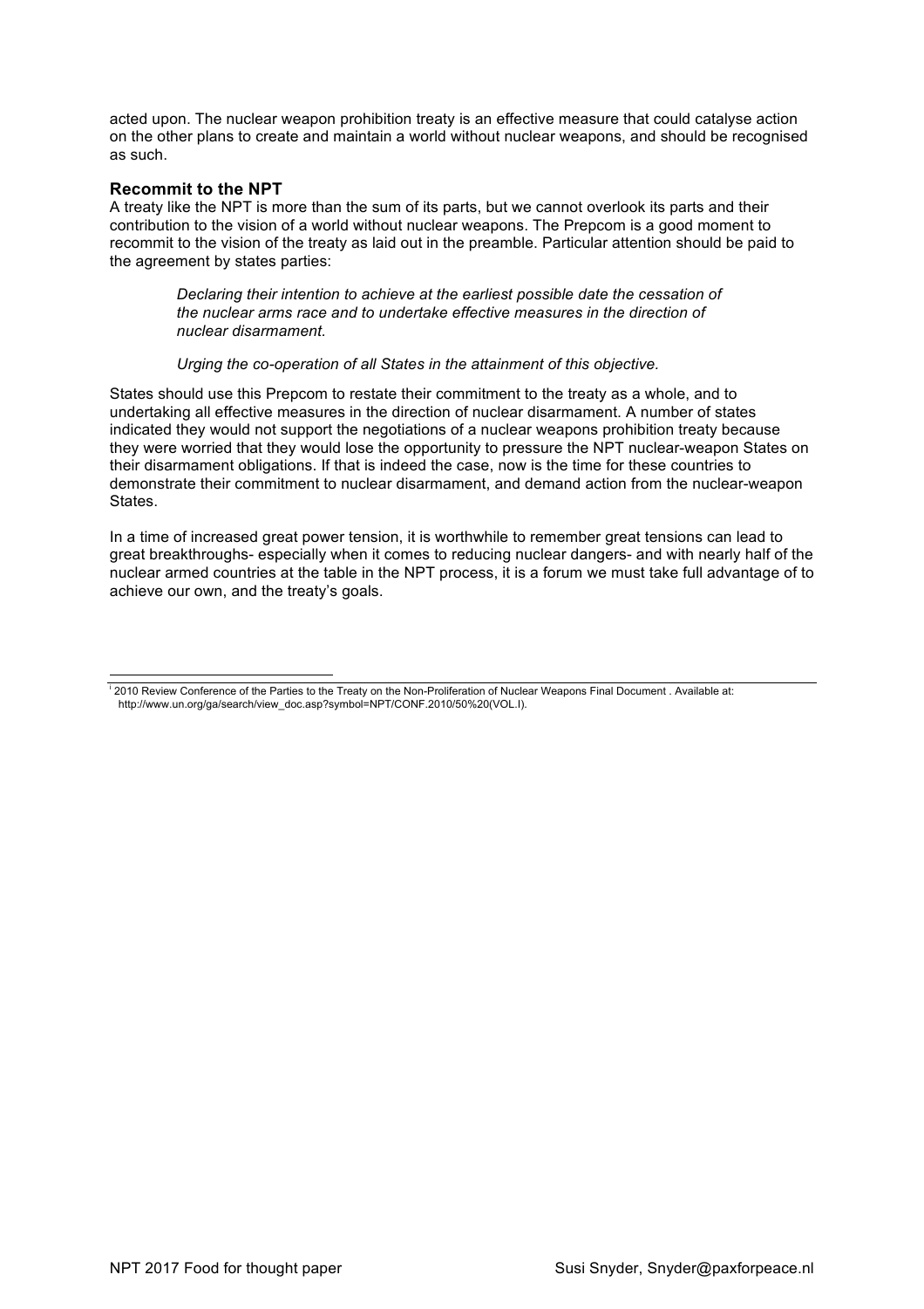acted upon. The nuclear weapon prohibition treaty is an effective measure that could catalyse action on the other plans to create and maintain a world without nuclear weapons, and should be recognised as such.

### Recommit to the NPT

A treaty like the NPT is more than the sum of its parts, but we cannot overlook its parts and their contribution to the vision of a world without nuclear weapons. The Prepcom is a good moment to recommit to the vision of the treaty as laid out in the preamble. Particular attention should be paid to the agreement by states parties:

> *Declaring their intention to achieve at the earliest possible date the cessation of the nuclear arms race and to undertake effective measures in the direction of nuclear disarmament.*
>
> *Urging the co-operation of all States in the attainment of this objective.*

States should use this Prepcom to restate their commitment to the treaty as a whole, and to undertaking all effective measures in the direction of nuclear disarmament. A number of states indicated they would not support the negotiations of a nuclear weapons prohibition treaty because they were worried that they would lose the opportunity to pressure the NPT nuclear-weapon States on their disarmament obligations. If that is indeed the case, now is the time for these countries to demonstrate their commitment to nuclear disarmament, and demand action from the nuclear-weapon States.

In a time of increased great power tension, it is worthwhile to remember great tensions can lead to great breakthroughs- especially when it comes to reducing nuclear dangers- and with nearly half of the nuclear armed countries at the table in the NPT process, it is a forum we must take full advantage of to achieve our own, and the treaty's goals.

---

[1] 2010 Review Conference of the Parties to the Treaty on the Non-Proliferation of Nuclear Weapons Final Document . Available at: http://www.un.org/ga/search/view_doc.asp?symbol=NPT/CONF.2010/50%20(VOL.I).